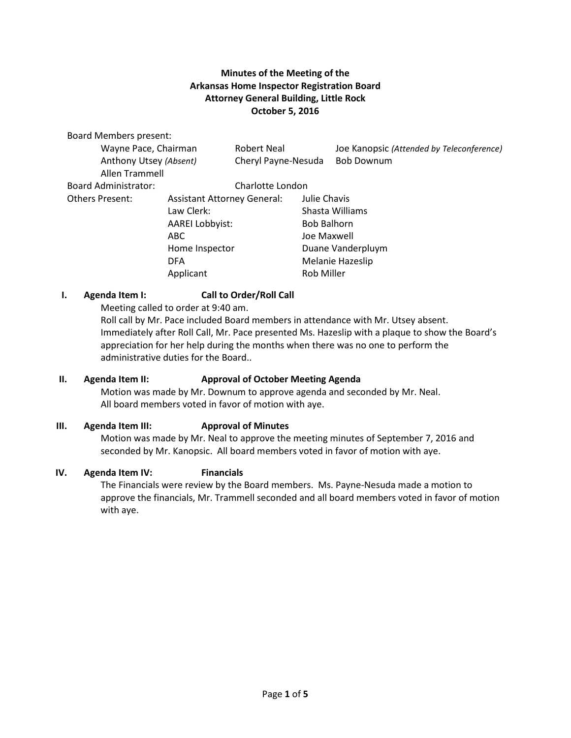**Minutes of the Meeting of the**
**Arkansas Home Inspector Registration Board**
**Attorney General Building, Little Rock**
**October 5, 2016**

Board Members present:

| | | |
|---|---|---|
| Wayne Pace, Chairman | Robert Neal | Joe Kanopsic *(Attended by Teleconference)* |
| Anthony Utsey *(Absent)* | Cheryl Payne-Nesuda | Bob Downum |
| Allen Trammell | | |

Board Administrator: Charlotte London

Others Present:

| | |
|---|---|
| Assistant Attorney General: | Julie Chavis |
| Law Clerk: | Shasta Williams |
| AAREI Lobbyist: | Bob Balhorn |
| ABC | Joe Maxwell |
| Home Inspector | Duane Vanderpluym |
| DFA | Melanie Hazeslip |
| Applicant | Rob Miller |

**I. Agenda Item I: Call to Order/Roll Call**

Meeting called to order at 9:40 am.
Roll call by Mr. Pace included Board members in attendance with Mr. Utsey absent. Immediately after Roll Call, Mr. Pace presented Ms. Hazeslip with a plaque to show the Board's appreciation for her help during the months when there was no one to perform the administrative duties for the Board..

**II. Agenda Item II: Approval of October Meeting Agenda**

Motion was made by Mr. Downum to approve agenda and seconded by Mr. Neal. All board members voted in favor of motion with aye.

**III. Agenda Item III: Approval of Minutes**

Motion was made by Mr. Neal to approve the meeting minutes of September 7, 2016 and seconded by Mr. Kanopsic. All board members voted in favor of motion with aye.

**IV. Agenda Item IV: Financials**

The Financials were review by the Board members. Ms. Payne-Nesuda made a motion to approve the financials, Mr. Trammell seconded and all board members voted in favor of motion with aye.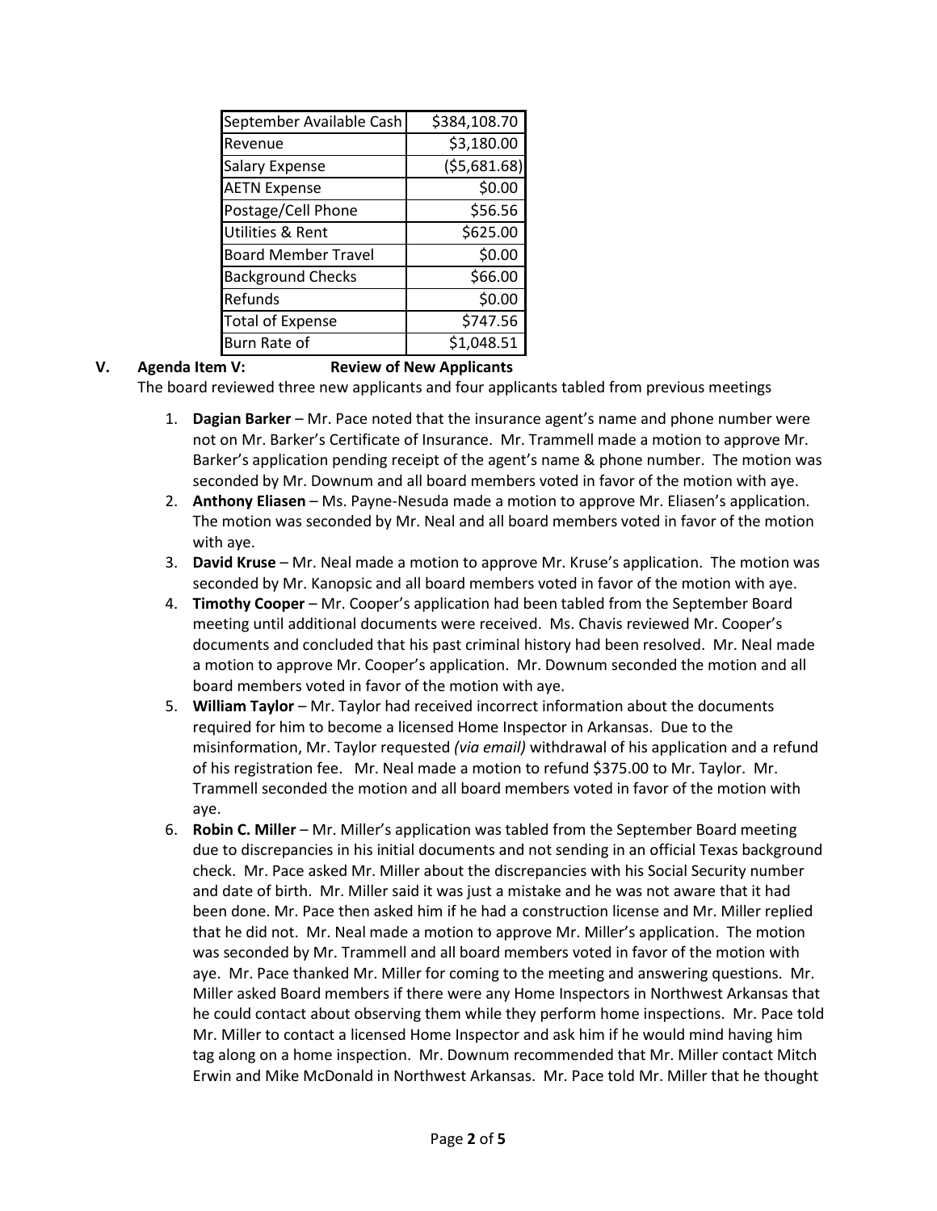| September Available Cash | $384,108.70 |
| --- | --- |
| Revenue | $3,180.00 |
| Salary Expense | ($5,681.68) |
| AETN Expense | $0.00 |
| Postage/Cell Phone | $56.56 |
| Utilities & Rent | $625.00 |
| Board Member Travel | $0.00 |
| Background Checks | $66.00 |
| Refunds | $0.00 |
| Total of Expense | $747.56 |
| Burn Rate of | $1,048.51 |

**V. Agenda Item V: Review of New Applicants**

The board reviewed three new applicants and four applicants tabled from previous meetings

1. **Dagian Barker** – Mr. Pace noted that the insurance agent's name and phone number were not on Mr. Barker's Certificate of Insurance. Mr. Trammell made a motion to approve Mr. Barker's application pending receipt of the agent's name & phone number. The motion was seconded by Mr. Downum and all board members voted in favor of the motion with aye.
2. **Anthony Eliasen** – Ms. Payne-Nesuda made a motion to approve Mr. Eliasen's application. The motion was seconded by Mr. Neal and all board members voted in favor of the motion with aye.
3. **David Kruse** – Mr. Neal made a motion to approve Mr. Kruse's application. The motion was seconded by Mr. Kanopsic and all board members voted in favor of the motion with aye.
4. **Timothy Cooper** – Mr. Cooper's application had been tabled from the September Board meeting until additional documents were received. Ms. Chavis reviewed Mr. Cooper's documents and concluded that his past criminal history had been resolved. Mr. Neal made a motion to approve Mr. Cooper's application. Mr. Downum seconded the motion and all board members voted in favor of the motion with aye.
5. **William Taylor** – Mr. Taylor had received incorrect information about the documents required for him to become a licensed Home Inspector in Arkansas. Due to the misinformation, Mr. Taylor requested *(via email)* withdrawal of his application and a refund of his registration fee. Mr. Neal made a motion to refund $375.00 to Mr. Taylor. Mr. Trammell seconded the motion and all board members voted in favor of the motion with aye.
6. **Robin C. Miller** – Mr. Miller's application was tabled from the September Board meeting due to discrepancies in his initial documents and not sending in an official Texas background check. Mr. Pace asked Mr. Miller about the discrepancies with his Social Security number and date of birth. Mr. Miller said it was just a mistake and he was not aware that it had been done. Mr. Pace then asked him if he had a construction license and Mr. Miller replied that he did not. Mr. Neal made a motion to approve Mr. Miller's application. The motion was seconded by Mr. Trammell and all board members voted in favor of the motion with aye. Mr. Pace thanked Mr. Miller for coming to the meeting and answering questions. Mr. Miller asked Board members if there were any Home Inspectors in Northwest Arkansas that he could contact about observing them while they perform home inspections. Mr. Pace told Mr. Miller to contact a licensed Home Inspector and ask him if he would mind having him tag along on a home inspection. Mr. Downum recommended that Mr. Miller contact Mitch Erwin and Mike McDonald in Northwest Arkansas. Mr. Pace told Mr. Miller that he thought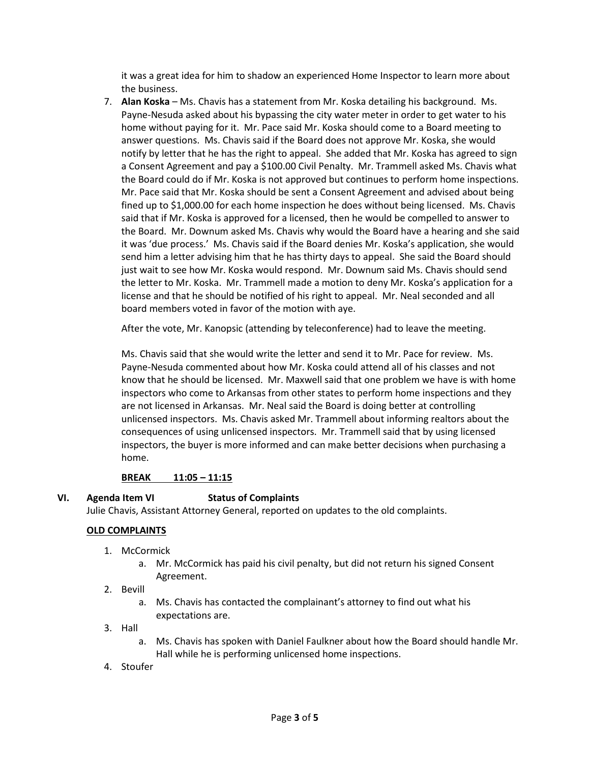it was a great idea for him to shadow an experienced Home Inspector to learn more about the business.

7. **Alan Koska** – Ms. Chavis has a statement from Mr. Koska detailing his background. Ms. Payne-Nesuda asked about his bypassing the city water meter in order to get water to his home without paying for it. Mr. Pace said Mr. Koska should come to a Board meeting to answer questions. Ms. Chavis said if the Board does not approve Mr. Koska, she would notify by letter that he has the right to appeal. She added that Mr. Koska has agreed to sign a Consent Agreement and pay a $100.00 Civil Penalty. Mr. Trammell asked Ms. Chavis what the Board could do if Mr. Koska is not approved but continues to perform home inspections. Mr. Pace said that Mr. Koska should be sent a Consent Agreement and advised about being fined up to $1,000.00 for each home inspection he does without being licensed. Ms. Chavis said that if Mr. Koska is approved for a licensed, then he would be compelled to answer to the Board. Mr. Downum asked Ms. Chavis why would the Board have a hearing and she said it was 'due process.' Ms. Chavis said if the Board denies Mr. Koska's application, she would send him a letter advising him that he has thirty days to appeal. She said the Board should just wait to see how Mr. Koska would respond. Mr. Downum said Ms. Chavis should send the letter to Mr. Koska. Mr. Trammell made a motion to deny Mr. Koska's application for a license and that he should be notified of his right to appeal. Mr. Neal seconded and all board members voted in favor of the motion with aye.

   After the vote, Mr. Kanopsic (attending by teleconference) had to leave the meeting.

   Ms. Chavis said that she would write the letter and send it to Mr. Pace for review. Ms. Payne-Nesuda commented about how Mr. Koska could attend all of his classes and not know that he should be licensed. Mr. Maxwell said that one problem we have is with home inspectors who come to Arkansas from other states to perform home inspections and they are not licensed in Arkansas. Mr. Neal said the Board is doing better at controlling unlicensed inspectors. Ms. Chavis asked Mr. Trammell about informing realtors about the consequences of using unlicensed inspectors. Mr. Trammell said that by using licensed inspectors, the buyer is more informed and can make better decisions when purchasing a home.

   **BREAK 11:05 – 11:15**

## VI. Agenda Item VI Status of Complaints

Julie Chavis, Assistant Attorney General, reported on updates to the old complaints.

**OLD COMPLAINTS**

1. McCormick
   a. Mr. McCormick has paid his civil penalty, but did not return his signed Consent Agreement.
2. Bevill
   a. Ms. Chavis has contacted the complainant's attorney to find out what his expectations are.
3. Hall
   a. Ms. Chavis has spoken with Daniel Faulkner about how the Board should handle Mr. Hall while he is performing unlicensed home inspections.
4. Stoufer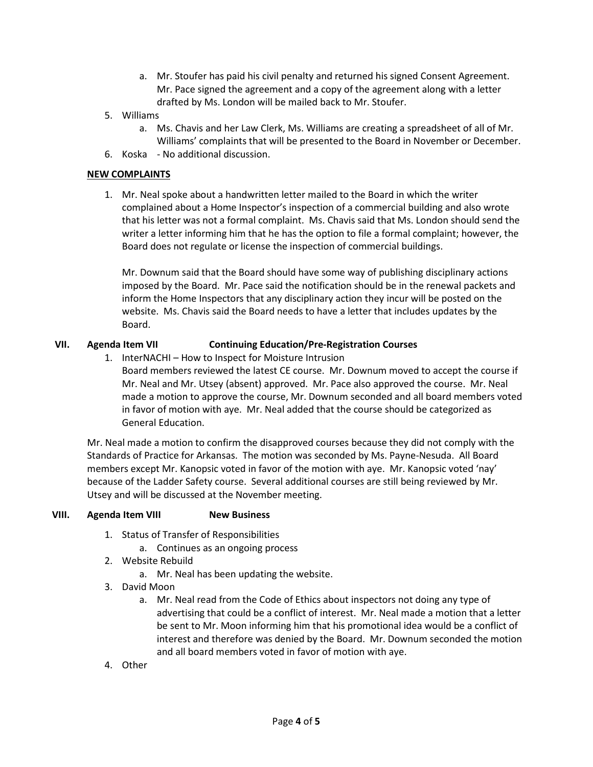a. Mr. Stoufer has paid his civil penalty and returned his signed Consent Agreement. Mr. Pace signed the agreement and a copy of the agreement along with a letter drafted by Ms. London will be mailed back to Mr. Stoufer.

5. Williams
   a. Ms. Chavis and her Law Clerk, Ms. Williams are creating a spreadsheet of all of Mr. Williams' complaints that will be presented to the Board in November or December.
6. Koska - No additional discussion.

**NEW COMPLAINTS**

1. Mr. Neal spoke about a handwritten letter mailed to the Board in which the writer complained about a Home Inspector's inspection of a commercial building and also wrote that his letter was not a formal complaint. Ms. Chavis said that Ms. London should send the writer a letter informing him that he has the option to file a formal complaint; however, the Board does not regulate or license the inspection of commercial buildings.

   Mr. Downum said that the Board should have some way of publishing disciplinary actions imposed by the Board. Mr. Pace said the notification should be in the renewal packets and inform the Home Inspectors that any disciplinary action they incur will be posted on the website. Ms. Chavis said the Board needs to have a letter that includes updates by the Board.

## VII. Agenda Item VII Continuing Education/Pre-Registration Courses

1. InterNACHI – How to Inspect for Moisture Intrusion
   Board members reviewed the latest CE course. Mr. Downum moved to accept the course if Mr. Neal and Mr. Utsey (absent) approved. Mr. Pace also approved the course. Mr. Neal made a motion to approve the course, Mr. Downum seconded and all board members voted in favor of motion with aye. Mr. Neal added that the course should be categorized as General Education.

Mr. Neal made a motion to confirm the disapproved courses because they did not comply with the Standards of Practice for Arkansas. The motion was seconded by Ms. Payne-Nesuda. All Board members except Mr. Kanopsic voted in favor of the motion with aye. Mr. Kanopsic voted 'nay' because of the Ladder Safety course. Several additional courses are still being reviewed by Mr. Utsey and will be discussed at the November meeting.

## VIII. Agenda Item VIII New Business

1. Status of Transfer of Responsibilities
   a. Continues as an ongoing process
2. Website Rebuild
   a. Mr. Neal has been updating the website.
3. David Moon
   a. Mr. Neal read from the Code of Ethics about inspectors not doing any type of advertising that could be a conflict of interest. Mr. Neal made a motion that a letter be sent to Mr. Moon informing him that his promotional idea would be a conflict of interest and therefore was denied by the Board. Mr. Downum seconded the motion and all board members voted in favor of motion with aye.
4. Other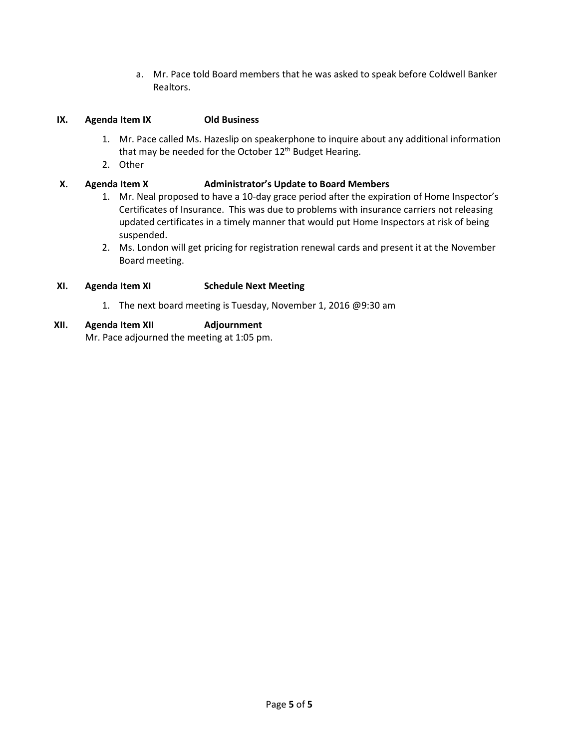a. Mr. Pace told Board members that he was asked to speak before Coldwell Banker Realtors.

**IX. Agenda Item IX Old Business**

1. Mr. Pace called Ms. Hazeslip on speakerphone to inquire about any additional information that may be needed for the October 12th Budget Hearing.
2. Other

**X. Agenda Item X Administrator's Update to Board Members**

1. Mr. Neal proposed to have a 10-day grace period after the expiration of Home Inspector's Certificates of Insurance. This was due to problems with insurance carriers not releasing updated certificates in a timely manner that would put Home Inspectors at risk of being suspended.
2. Ms. London will get pricing for registration renewal cards and present it at the November Board meeting.

**XI. Agenda Item XI Schedule Next Meeting**

1. The next board meeting is Tuesday, November 1, 2016 @9:30 am

**XII. Agenda Item XII Adjournment**

Mr. Pace adjourned the meeting at 1:05 pm.